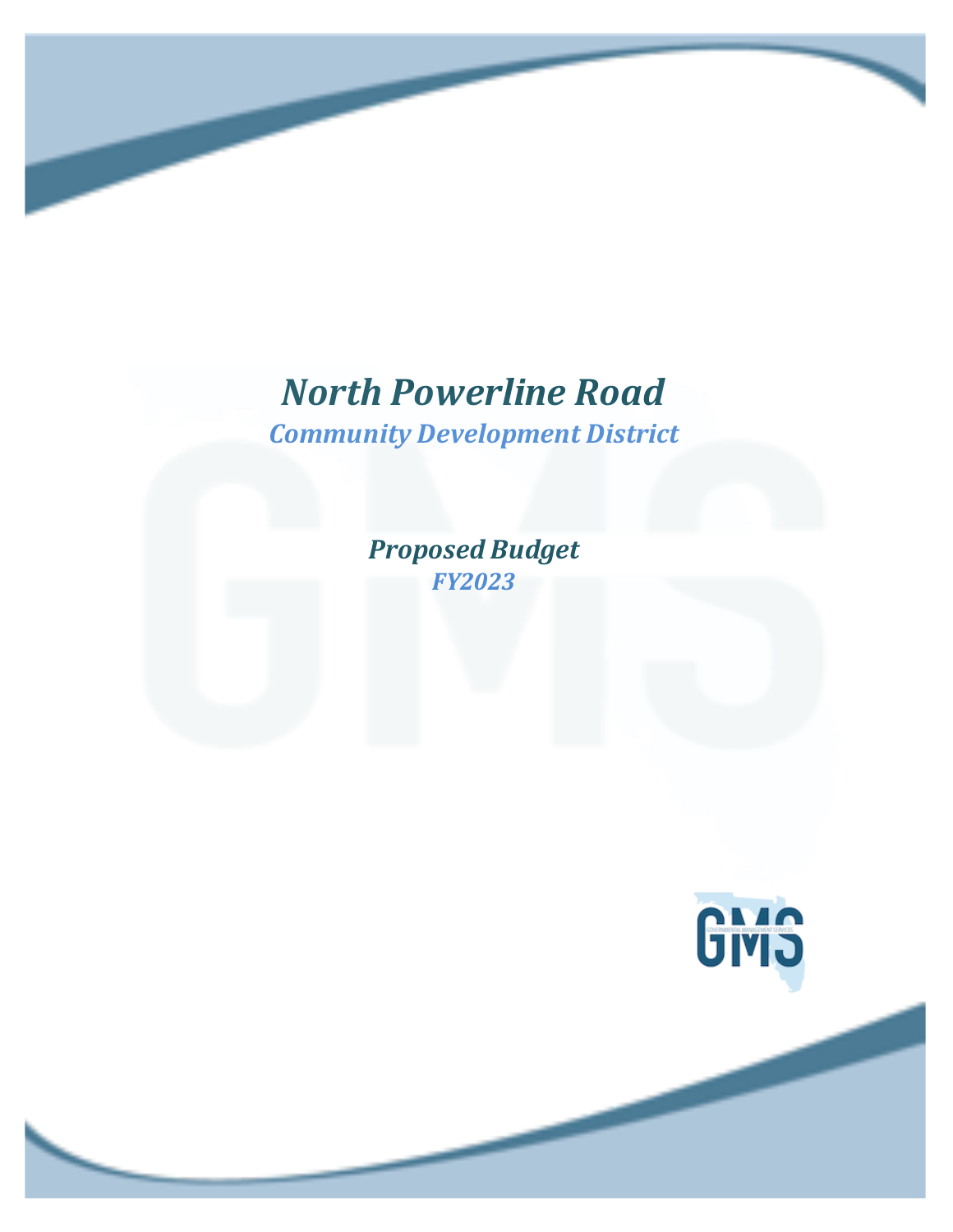# *North Powerline Road*

## *Community Development District*

### *Proposed Budget*

### *FY2023*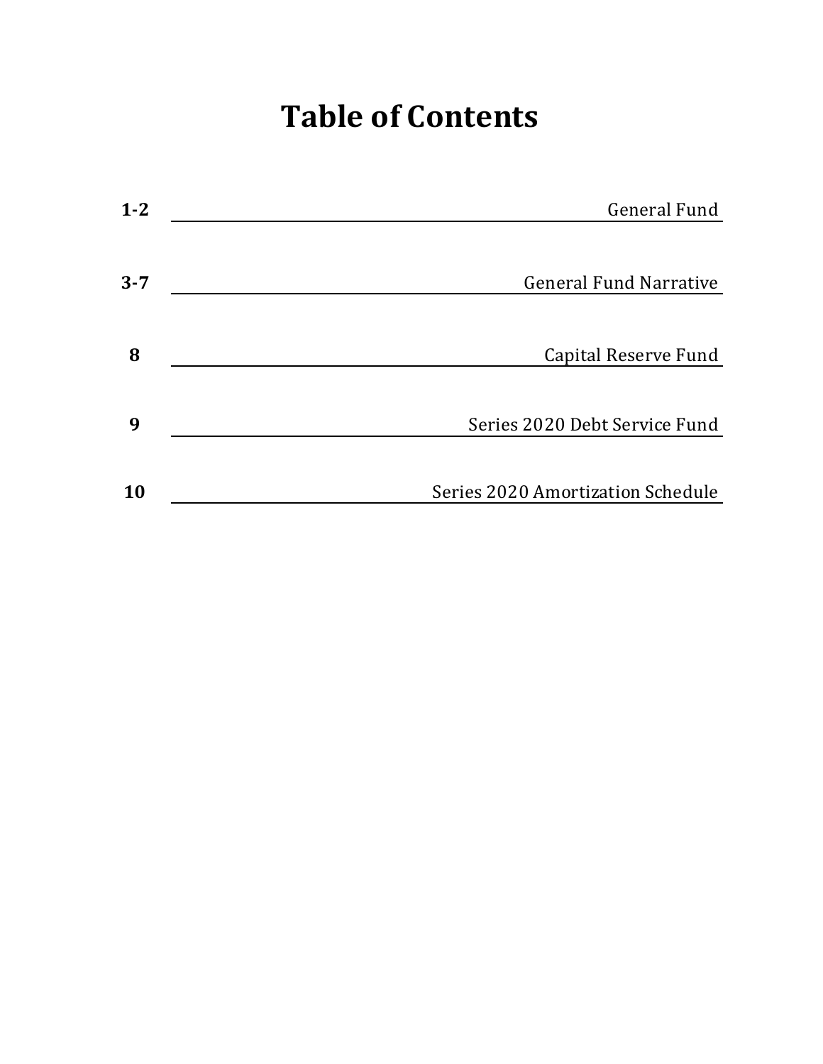# Table of Contents

| Page | Section |
| --- | --- |
| **1-2** | General Fund |
| **3-7** | General Fund Narrative |
| **8** | Capital Reserve Fund |
| **9** | Series 2020 Debt Service Fund |
| **10** | Series 2020 Amortization Schedule |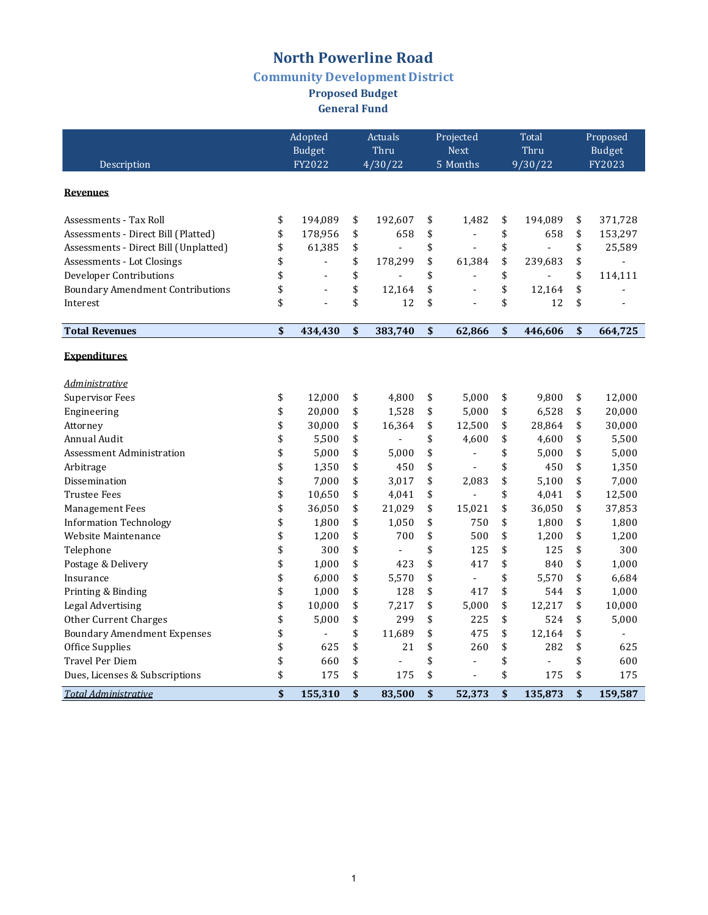# North Powerline Road

## Community Development District

### Proposed Budget

### General Fund

| Description | Adopted Budget FY2022 | Actuals Thru 4/30/22 | Projected Next 5 Months | Total Thru 9/30/22 | Proposed Budget FY2023 |
|---|---|---|---|---|---|
| **Revenues** | | | | | |
| Assessments - Tax Roll | $ 194,089 | $ 192,607 | $ 1,482 | $ 194,089 | $ 371,728 |
| Assessments - Direct Bill (Platted) | $ 178,956 | $ 658 | $ - | $ 658 | $ 153,297 |
| Assessments - Direct Bill (Unplatted) | $ 61,385 | $ - | $ - | $ - | $ 25,589 |
| Assessments - Lot Closings | $ - | $ 178,299 | $ 61,384 | $ 239,683 | $ - |
| Developer Contributions | $ - | $ - | $ - | $ - | $ 114,111 |
| Boundary Amendment Contributions | $ - | $ 12,164 | $ - | $ 12,164 | $ - |
| Interest | $ - | $ 12 | $ - | $ 12 | $ - |
| **Total Revenues** | **$ 434,430** | **$ 383,740** | **$ 62,866** | **$ 446,606** | **$ 664,725** |
| **Expenditures** | | | | | |
| *Administrative* | | | | | |
| Supervisor Fees | $ 12,000 | $ 4,800 | $ 5,000 | $ 9,800 | $ 12,000 |
| Engineering | $ 20,000 | $ 1,528 | $ 5,000 | $ 6,528 | $ 20,000 |
| Attorney | $ 30,000 | $ 16,364 | $ 12,500 | $ 28,864 | $ 30,000 |
| Annual Audit | $ 5,500 | $ - | $ 4,600 | $ 4,600 | $ 5,500 |
| Assessment Administration | $ 5,000 | $ 5,000 | $ - | $ 5,000 | $ 5,000 |
| Arbitrage | $ 1,350 | $ 450 | $ - | $ 450 | $ 1,350 |
| Dissemination | $ 7,000 | $ 3,017 | $ 2,083 | $ 5,100 | $ 7,000 |
| Trustee Fees | $ 10,650 | $ 4,041 | $ - | $ 4,041 | $ 12,500 |
| Management Fees | $ 36,050 | $ 21,029 | $ 15,021 | $ 36,050 | $ 37,853 |
| Information Technology | $ 1,800 | $ 1,050 | $ 750 | $ 1,800 | $ 1,800 |
| Website Maintenance | $ 1,200 | $ 700 | $ 500 | $ 1,200 | $ 1,200 |
| Telephone | $ 300 | $ - | $ 125 | $ 125 | $ 300 |
| Postage & Delivery | $ 1,000 | $ 423 | $ 417 | $ 840 | $ 1,000 |
| Insurance | $ 6,000 | $ 5,570 | $ - | $ 5,570 | $ 6,684 |
| Printing & Binding | $ 1,000 | $ 128 | $ 417 | $ 544 | $ 1,000 |
| Legal Advertising | $ 10,000 | $ 7,217 | $ 5,000 | $ 12,217 | $ 10,000 |
| Other Current Charges | $ 5,000 | $ 299 | $ 225 | $ 524 | $ 5,000 |
| Boundary Amendment Expenses | $ - | $ 11,689 | $ 475 | $ 12,164 | $ - |
| Office Supplies | $ 625 | $ 21 | $ 260 | $ 282 | $ 625 |
| Travel Per Diem | $ 660 | $ - | $ - | $ - | $ 600 |
| Dues, Licenses & Subscriptions | $ 175 | $ 175 | $ - | $ 175 | $ 175 |
| ***Total Administrative*** | **$ 155,310** | **$ 83,500** | **$ 52,373** | **$ 135,873** | **$ 159,587** |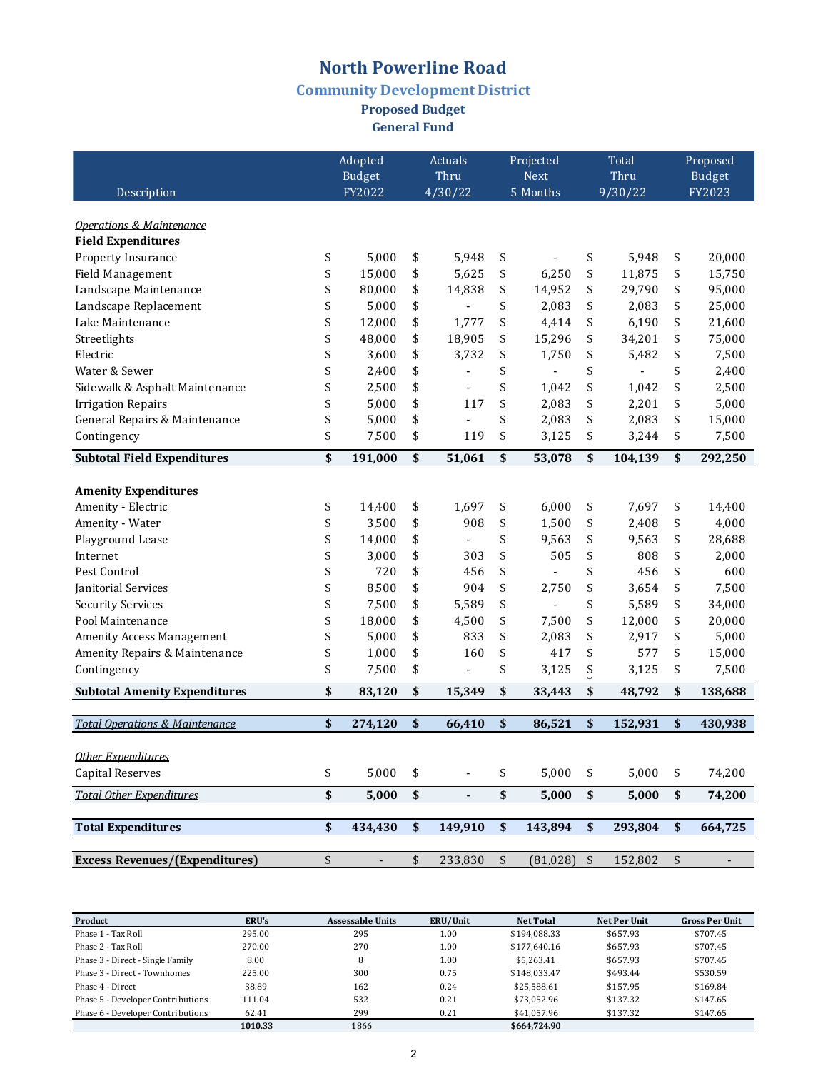# North Powerline Road

## Community Development District

### Proposed Budget

### General Fund

| Description | Adopted Budget FY2022 | Actuals Thru 4/30/22 | Projected Next 5 Months | Total Thru 9/30/22 | Proposed Budget FY2023 |
|---|---|---|---|---|---|
| *Operations & Maintenance* | | | | | |
| **Field Expenditures** | | | | | |
| Property Insurance | $ 5,000 | $ 5,948 | $ - | $ 5,948 | $ 20,000 |
| Field Management | $ 15,000 | $ 5,625 | $ 6,250 | $ 11,875 | $ 15,750 |
| Landscape Maintenance | $ 80,000 | $ 14,838 | $ 14,952 | $ 29,790 | $ 95,000 |
| Landscape Replacement | $ 5,000 | $ - | $ 2,083 | $ 2,083 | $ 25,000 |
| Lake Maintenance | $ 12,000 | $ 1,777 | $ 4,414 | $ 6,190 | $ 21,600 |
| Streetlights | $ 48,000 | $ 18,905 | $ 15,296 | $ 34,201 | $ 75,000 |
| Electric | $ 3,600 | $ 3,732 | $ 1,750 | $ 5,482 | $ 7,500 |
| Water & Sewer | $ 2,400 | $ - | $ - | $ - | $ 2,400 |
| Sidewalk & Asphalt Maintenance | $ 2,500 | $ - | $ 1,042 | $ 1,042 | $ 2,500 |
| Irrigation Repairs | $ 5,000 | $ 117 | $ 2,083 | $ 2,201 | $ 5,000 |
| General Repairs & Maintenance | $ 5,000 | $ - | $ 2,083 | $ 2,083 | $ 15,000 |
| Contingency | $ 7,500 | $ 119 | $ 3,125 | $ 3,244 | $ 7,500 |
| **Subtotal Field Expenditures** | **$ 191,000** | **$ 51,061** | **$ 53,078** | **$ 104,139** | **$ 292,250** |
| **Amenity Expenditures** | | | | | |
| Amenity - Electric | $ 14,400 | $ 1,697 | $ 6,000 | $ 7,697 | $ 14,400 |
| Amenity - Water | $ 3,500 | $ 908 | $ 1,500 | $ 2,408 | $ 4,000 |
| Playground Lease | $ 14,000 | $ - | $ 9,563 | $ 9,563 | $ 28,688 |
| Internet | $ 3,000 | $ 303 | $ 505 | $ 808 | $ 2,000 |
| Pest Control | $ 720 | $ 456 | $ - | $ 456 | $ 600 |
| Janitorial Services | $ 8,500 | $ 904 | $ 2,750 | $ 3,654 | $ 7,500 |
| Security Services | $ 7,500 | $ 5,589 | $ - | $ 5,589 | $ 34,000 |
| Pool Maintenance | $ 18,000 | $ 4,500 | $ 7,500 | $ 12,000 | $ 20,000 |
| Amenity Access Management | $ 5,000 | $ 833 | $ 2,083 | $ 2,917 | $ 5,000 |
| Amenity Repairs & Maintenance | $ 1,000 | $ 160 | $ 417 | $ 577 | $ 15,000 |
| Contingency | $ 7,500 | $ - | $ 3,125 | $ 3,125 | $ 7,500 |
| **Subtotal Amenity Expenditures** | **$ 83,120** | **$ 15,349** | **$ 33,443** | **$ 48,792** | **$ 138,688** |
| ***Total Operations & Maintenance*** | **$ 274,120** | **$ 66,410** | **$ 86,521** | **$ 152,931** | **$ 430,938** |
| *Other Expenditures* | | | | | |
| Capital Reserves | $ 5,000 | $ - | $ 5,000 | $ 5,000 | $ 74,200 |
| *Total Other Expenditures* | **$ 5,000** | **$ -** | **$ 5,000** | **$ 5,000** | **$ 74,200** |
| **Total Expenditures** | **$ 434,430** | **$ 149,910** | **$ 143,894** | **$ 293,804** | **$ 664,725** |
| **Excess Revenues/(Expenditures)** | $ - | $ 233,830 | $ (81,028) | $ 152,802 | $ - |

| Product | ERU's | Assessable Units | ERU/Unit | Net Total | Net Per Unit | Gross Per Unit |
|---|---|---|---|---|---|---|
| Phase 1 - Tax Roll | 295.00 | 295 | 1.00 | $194,088.33 | $657.93 | $707.45 |
| Phase 2 - Tax Roll | 270.00 | 270 | 1.00 | $177,640.16 | $657.93 | $707.45 |
| Phase 3 - Direct - Single Family | 8.00 | 8 | 1.00 | $5,263.41 | $657.93 | $707.45 |
| Phase 3 - Direct - Townhomes | 225.00 | 300 | 0.75 | $148,033.47 | $493.44 | $530.59 |
| Phase 4 - Direct | 38.89 | 162 | 0.24 | $25,588.61 | $157.95 | $169.84 |
| Phase 5 - Developer Contributions | 111.04 | 532 | 0.21 | $73,052.96 | $137.32 | $147.65 |
| Phase 6 - Developer Contributions | 62.41 | 299 | 0.21 | $41,057.96 | $137.32 | $147.65 |
| | **1010.33** | 1866 | | **$664,724.90** | | |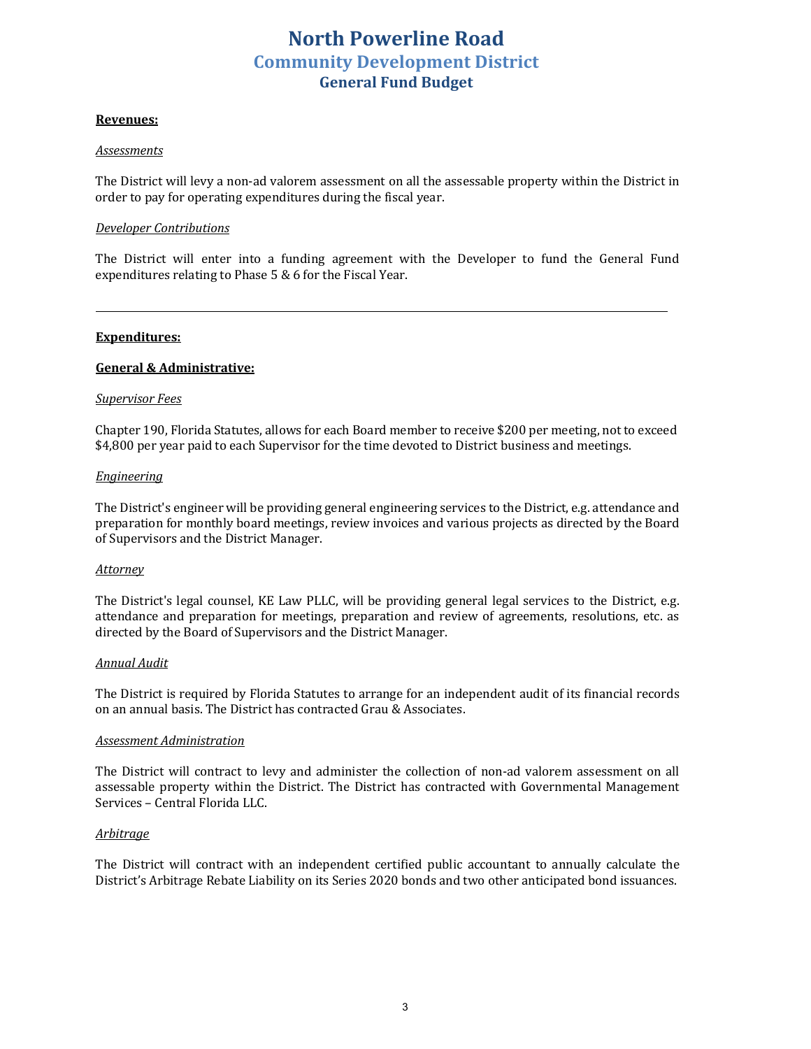# North Powerline Road
## Community Development District
### General Fund Budget

**<u>Revenues:</u>**

*<u>Assessments</u>*

The District will levy a non-ad valorem assessment on all the assessable property within the District in order to pay for operating expenditures during the fiscal year.

*<u>Developer Contributions</u>*

The District will enter into a funding agreement with the Developer to fund the General Fund expenditures relating to Phase 5 & 6 for the Fiscal Year.

---

**<u>Expenditures:</u>**

**<u>General & Administrative:</u>**

*<u>Supervisor Fees</u>*

Chapter 190, Florida Statutes, allows for each Board member to receive $200 per meeting, not to exceed $4,800 per year paid to each Supervisor for the time devoted to District business and meetings.

*<u>Engineering</u>*

The District's engineer will be providing general engineering services to the District, e.g. attendance and preparation for monthly board meetings, review invoices and various projects as directed by the Board of Supervisors and the District Manager.

*<u>Attorney</u>*

The District's legal counsel, KE Law PLLC, will be providing general legal services to the District, e.g. attendance and preparation for meetings, preparation and review of agreements, resolutions, etc. as directed by the Board of Supervisors and the District Manager.

*<u>Annual Audit</u>*

The District is required by Florida Statutes to arrange for an independent audit of its financial records on an annual basis. The District has contracted Grau & Associates.

*<u>Assessment Administration</u>*

The District will contract to levy and administer the collection of non-ad valorem assessment on all assessable property within the District. The District has contracted with Governmental Management Services – Central Florida LLC.

*<u>Arbitrage</u>*

The District will contract with an independent certified public accountant to annually calculate the District's Arbitrage Rebate Liability on its Series 2020 bonds and two other anticipated bond issuances.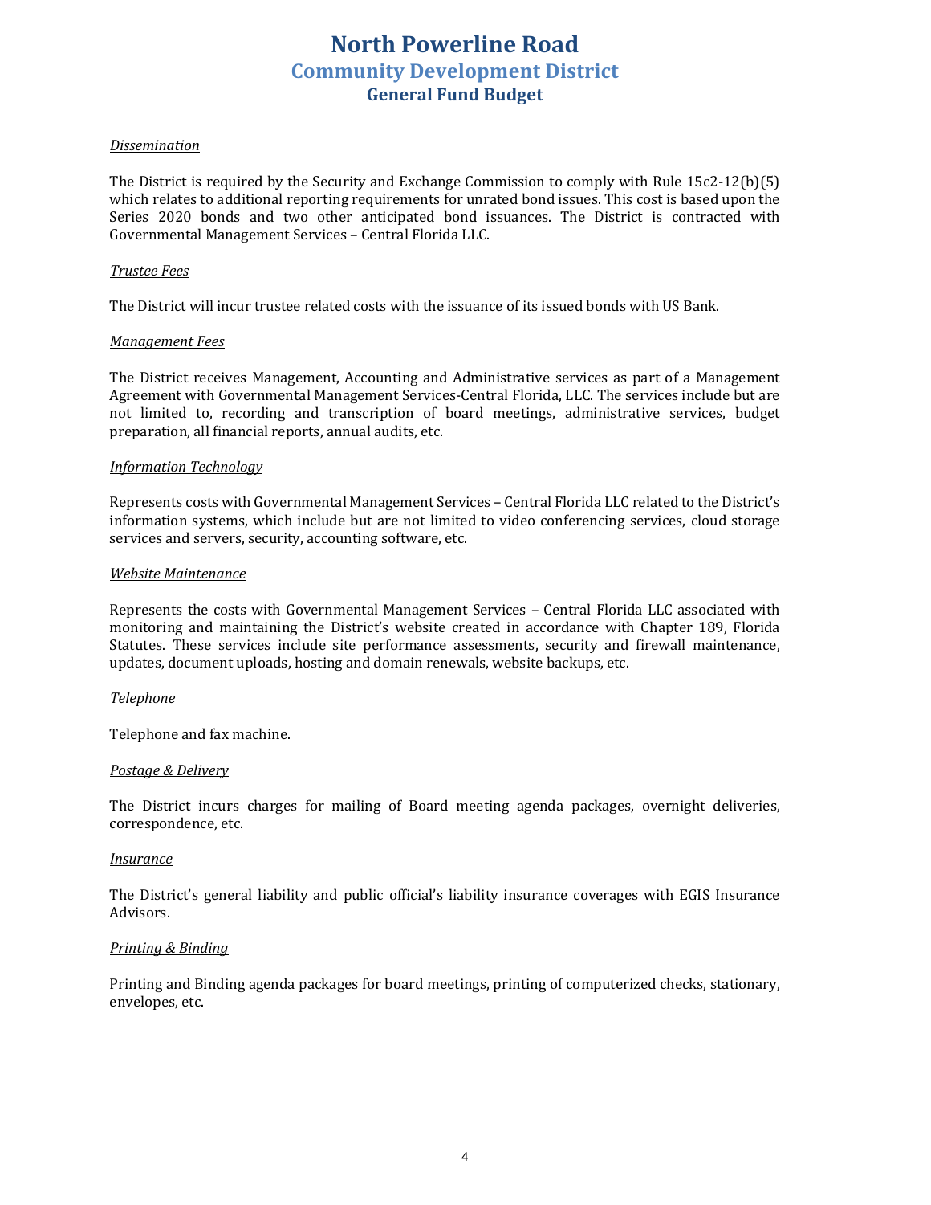# North Powerline Road
## Community Development District
### General Fund Budget

*Dissemination*

The District is required by the Security and Exchange Commission to comply with Rule 15c2-12(b)(5) which relates to additional reporting requirements for unrated bond issues. This cost is based upon the Series 2020 bonds and two other anticipated bond issuances. The District is contracted with Governmental Management Services – Central Florida LLC.

*Trustee Fees*

The District will incur trustee related costs with the issuance of its issued bonds with US Bank.

*Management Fees*

The District receives Management, Accounting and Administrative services as part of a Management Agreement with Governmental Management Services-Central Florida, LLC. The services include but are not limited to, recording and transcription of board meetings, administrative services, budget preparation, all financial reports, annual audits, etc.

*Information Technology*

Represents costs with Governmental Management Services – Central Florida LLC related to the District's information systems, which include but are not limited to video conferencing services, cloud storage services and servers, security, accounting software, etc.

*Website Maintenance*

Represents the costs with Governmental Management Services – Central Florida LLC associated with monitoring and maintaining the District's website created in accordance with Chapter 189, Florida Statutes. These services include site performance assessments, security and firewall maintenance, updates, document uploads, hosting and domain renewals, website backups, etc.

*Telephone*

Telephone and fax machine.

*Postage & Delivery*

The District incurs charges for mailing of Board meeting agenda packages, overnight deliveries, correspondence, etc.

*Insurance*

The District's general liability and public official's liability insurance coverages with EGIS Insurance Advisors.

*Printing & Binding*

Printing and Binding agenda packages for board meetings, printing of computerized checks, stationary, envelopes, etc.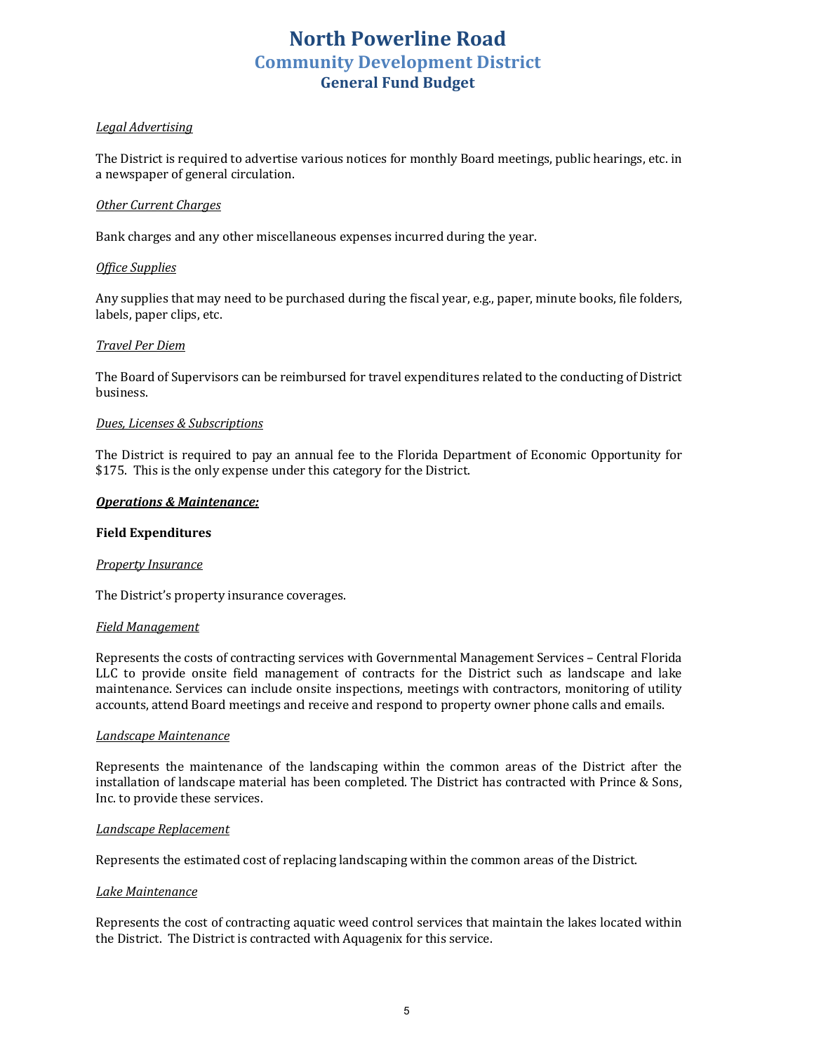# North Powerline Road
## Community Development District
### General Fund Budget

*Legal Advertising*

The District is required to advertise various notices for monthly Board meetings, public hearings, etc. in a newspaper of general circulation.

*Other Current Charges*

Bank charges and any other miscellaneous expenses incurred during the year.

*Office Supplies*

Any supplies that may need to be purchased during the fiscal year, e.g., paper, minute books, file folders, labels, paper clips, etc.

*Travel Per Diem*

The Board of Supervisors can be reimbursed for travel expenditures related to the conducting of District business.

*Dues, Licenses & Subscriptions*

The District is required to pay an annual fee to the Florida Department of Economic Opportunity for $175. This is the only expense under this category for the District.

***Operations & Maintenance:***

**Field Expenditures**

*Property Insurance*

The District's property insurance coverages.

*Field Management*

Represents the costs of contracting services with Governmental Management Services – Central Florida LLC to provide onsite field management of contracts for the District such as landscape and lake maintenance. Services can include onsite inspections, meetings with contractors, monitoring of utility accounts, attend Board meetings and receive and respond to property owner phone calls and emails.

*Landscape Maintenance*

Represents the maintenance of the landscaping within the common areas of the District after the installation of landscape material has been completed. The District has contracted with Prince & Sons, Inc. to provide these services.

*Landscape Replacement*

Represents the estimated cost of replacing landscaping within the common areas of the District.

*Lake Maintenance*

Represents the cost of contracting aquatic weed control services that maintain the lakes located within the District. The District is contracted with Aquagenix for this service.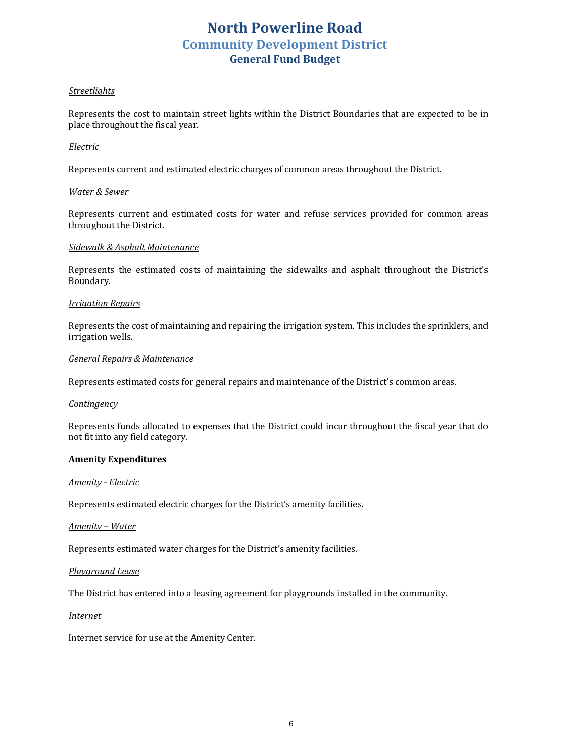# North Powerline Road
## Community Development District
### General Fund Budget

*<u>Streetlights</u>*

Represents the cost to maintain street lights within the District Boundaries that are expected to be in place throughout the fiscal year.

*<u>Electric</u>*

Represents current and estimated electric charges of common areas throughout the District.

*<u>Water & Sewer</u>*

Represents current and estimated costs for water and refuse services provided for common areas throughout the District.

*<u>Sidewalk & Asphalt Maintenance</u>*

Represents the estimated costs of maintaining the sidewalks and asphalt throughout the District's Boundary.

*<u>Irrigation Repairs</u>*

Represents the cost of maintaining and repairing the irrigation system. This includes the sprinklers, and irrigation wells.

*<u>General Repairs & Maintenance</u>*

Represents estimated costs for general repairs and maintenance of the District's common areas.

*<u>Contingency</u>*

Represents funds allocated to expenses that the District could incur throughout the fiscal year that do not fit into any field category.

**Amenity Expenditures**

*<u>Amenity - Electric</u>*

Represents estimated electric charges for the District's amenity facilities.

*<u>Amenity – Water</u>*

Represents estimated water charges for the District's amenity facilities.

*<u>Playground Lease</u>*

The District has entered into a leasing agreement for playgrounds installed in the community.

*<u>Internet</u>*

Internet service for use at the Amenity Center.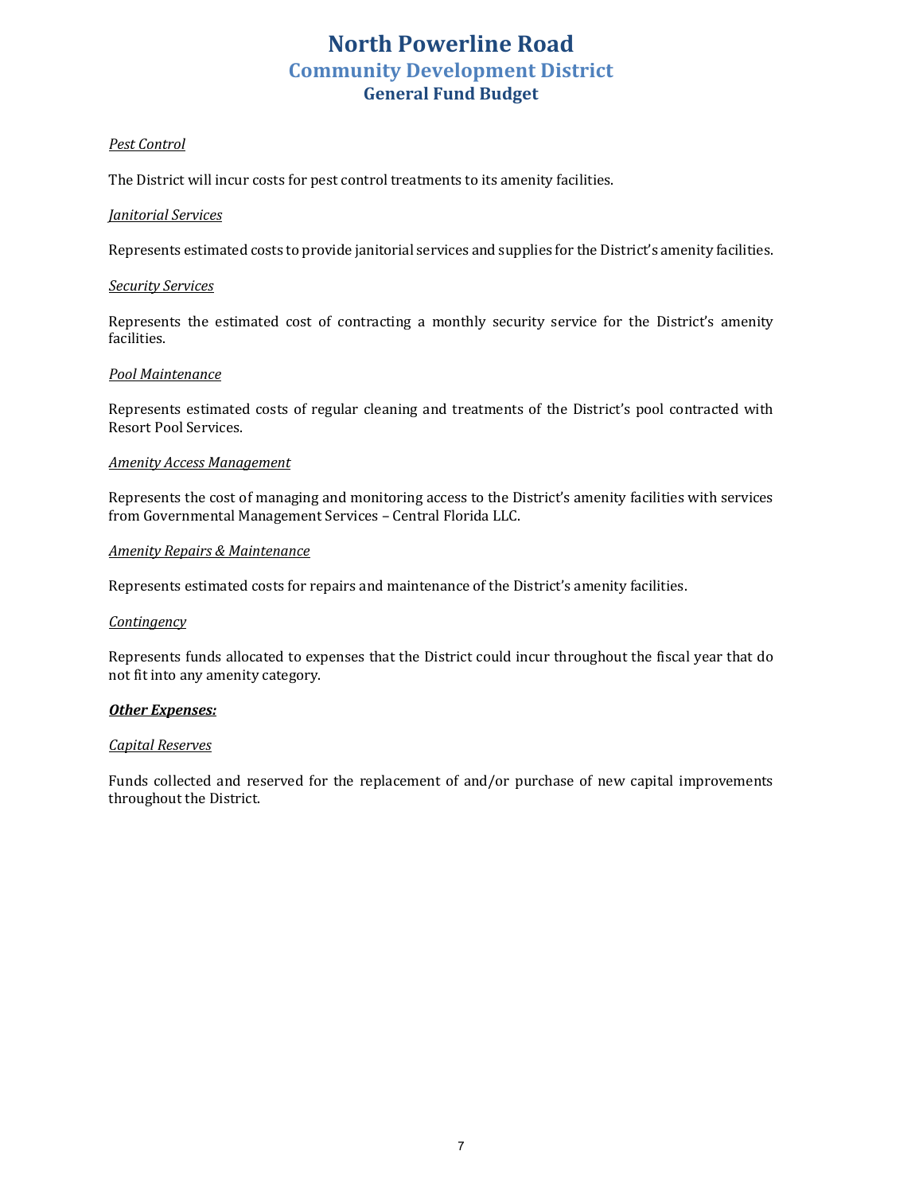# North Powerline Road

## Community Development District

### General Fund Budget

*Pest Control*

The District will incur costs for pest control treatments to its amenity facilities.

*Janitorial Services*

Represents estimated costs to provide janitorial services and supplies for the District's amenity facilities.

*Security Services*

Represents the estimated cost of contracting a monthly security service for the District's amenity facilities.

*Pool Maintenance*

Represents estimated costs of regular cleaning and treatments of the District's pool contracted with Resort Pool Services.

*Amenity Access Management*

Represents the cost of managing and monitoring access to the District's amenity facilities with services from Governmental Management Services – Central Florida LLC.

*Amenity Repairs & Maintenance*

Represents estimated costs for repairs and maintenance of the District's amenity facilities.

*Contingency*

Represents funds allocated to expenses that the District could incur throughout the fiscal year that do not fit into any amenity category.

***Other Expenses:***

*Capital Reserves*

Funds collected and reserved for the replacement of and/or purchase of new capital improvements throughout the District.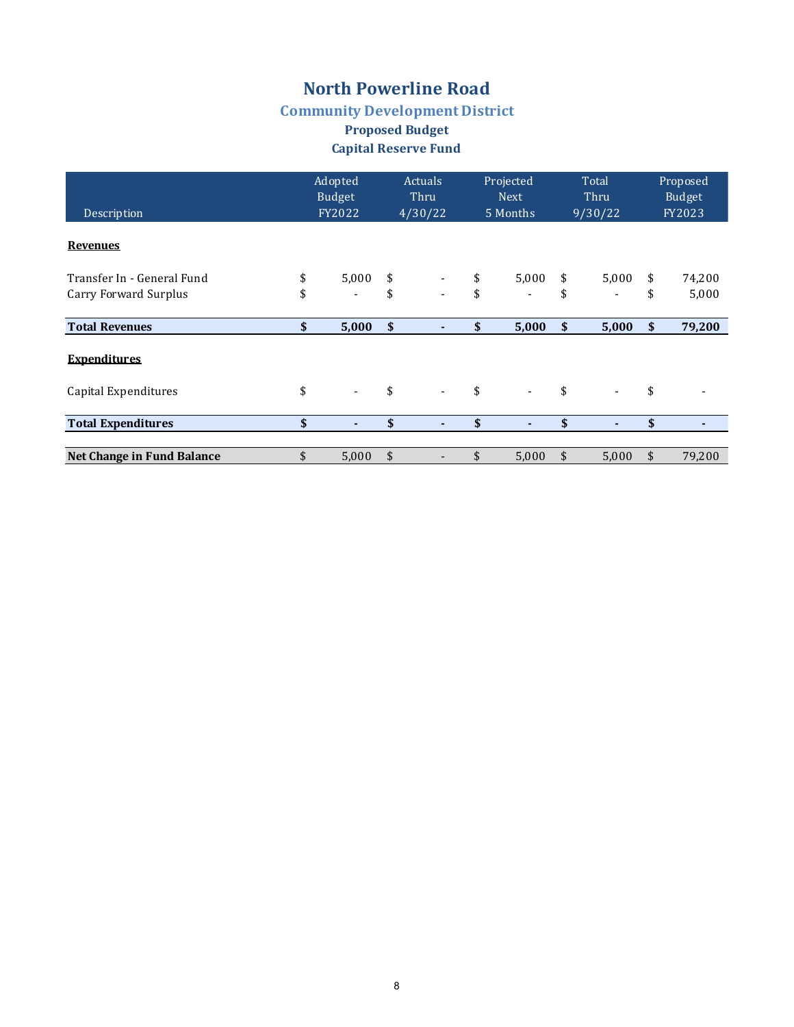# North Powerline Road

## Community Development District

### Proposed Budget

### Capital Reserve Fund

| Description | Adopted Budget FY2022 | Actuals Thru 4/30/22 | Projected Next 5 Months | Total Thru 9/30/22 | Proposed Budget FY2023 |
|---|---|---|---|---|---|
| **Revenues** | | | | | |
| Transfer In - General Fund | $ 5,000 | $ - | $ 5,000 | $ 5,000 | $ 74,200 |
| Carry Forward Surplus | $ - | $ - | $ - | $ - | $ 5,000 |
| **Total Revenues** | **$ 5,000** | **$ -** | **$ 5,000** | **$ 5,000** | **$ 79,200** |
| **Expenditures** | | | | | |
| Capital Expenditures | $ - | $ - | $ - | $ - | $ - |
| **Total Expenditures** | **$ -** | **$ -** | **$ -** | **$ -** | **$ -** |
| **Net Change in Fund Balance** | $ 5,000 | $ - | $ 5,000 | $ 5,000 | $ 79,200 |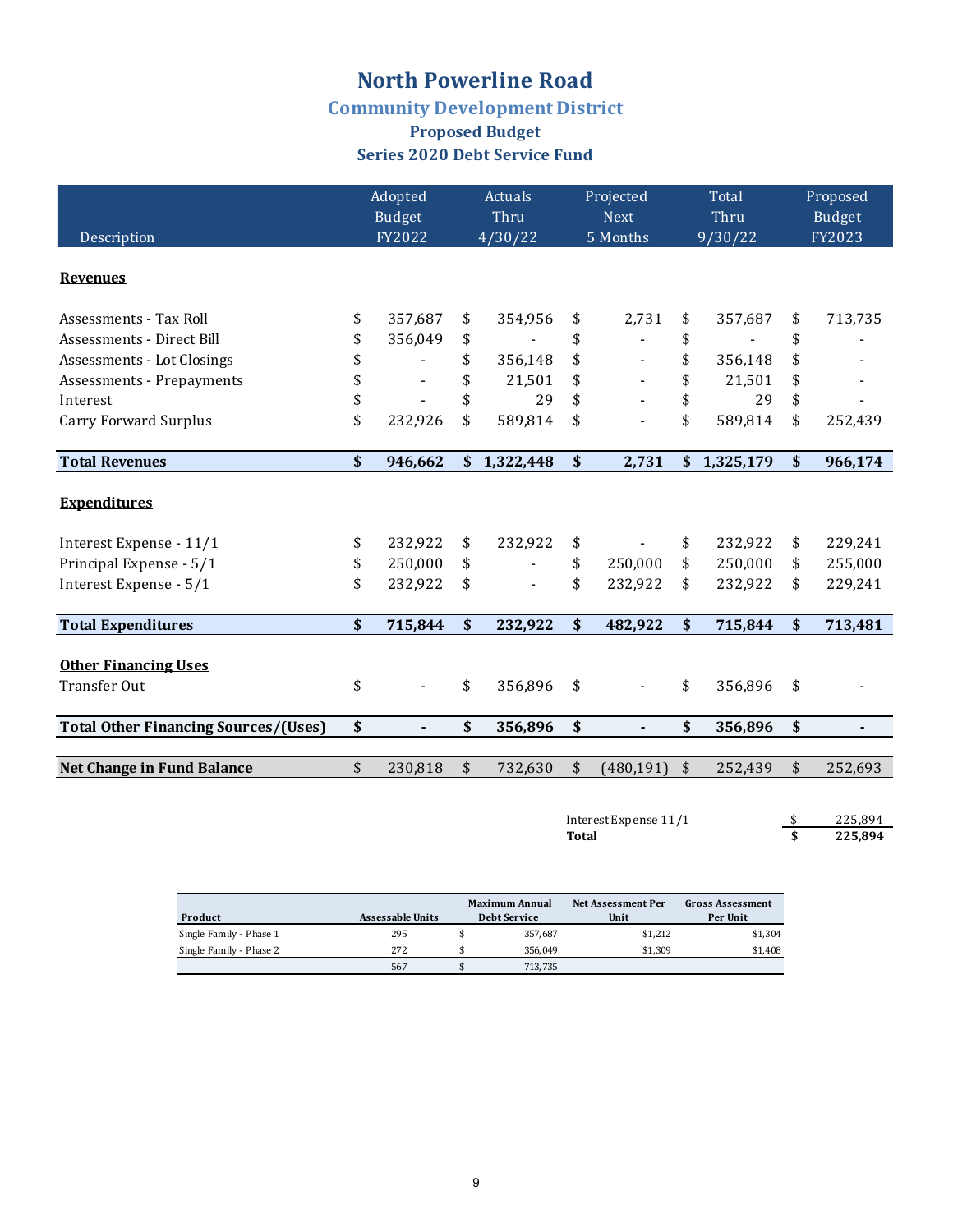# North Powerline Road

## Community Development District

### Proposed Budget

### Series 2020 Debt Service Fund

| Description | Adopted Budget FY2022 | Actuals Thru 4/30/22 | Projected Next 5 Months | Total Thru 9/30/22 | Proposed Budget FY2023 |
|---|---|---|---|---|---|
| **Revenues** | | | | | |
| Assessments - Tax Roll | $ 357,687 | $ 354,956 | $ 2,731 | $ 357,687 | $ 713,735 |
| Assessments - Direct Bill | $ 356,049 | $ - | $ - | $ - | $ - |
| Assessments - Lot Closings | $ - | $ 356,148 | $ - | $ 356,148 | $ - |
| Assessments - Prepayments | $ - | $ 21,501 | $ - | $ 21,501 | $ - |
| Interest | $ - | $ 29 | $ - | $ 29 | $ - |
| Carry Forward Surplus | $ 232,926 | $ 589,814 | $ - | $ 589,814 | $ 252,439 |
| **Total Revenues** | **$ 946,662** | **$ 1,322,448** | **$ 2,731** | **$ 1,325,179** | **$ 966,174** |
| **Expenditures** | | | | | |
| Interest Expense - 11/1 | $ 232,922 | $ 232,922 | $ - | $ 232,922 | $ 229,241 |
| Principal Expense - 5/1 | $ 250,000 | $ - | $ 250,000 | $ 250,000 | $ 255,000 |
| Interest Expense - 5/1 | $ 232,922 | $ - | $ 232,922 | $ 232,922 | $ 229,241 |
| **Total Expenditures** | **$ 715,844** | **$ 232,922** | **$ 482,922** | **$ 715,844** | **$ 713,481** |
| **Other Financing Uses** | | | | | |
| Transfer Out | $ - | $ 356,896 | $ - | $ 356,896 | $ - |
| **Total Other Financing Sources/(Uses)** | **$ -** | **$ 356,896** | **$ -** | **$ 356,896** | **$ -** |
| **Net Change in Fund Balance** | $ 230,818 | $ 732,630 | $ (480,191) | $ 252,439 | $ 252,693 |

| | |
|---|---|
| Interest Expense 11/1 | $ 225,894 |
| **Total** | **$ 225,894** |

| Product | Assessable Units | Maximum Annual Debt Service | Net Assessment Per Unit | Gross Assessment Per Unit |
|---|---|---|---|---|
| Single Family - Phase 1 | 295 | $ 357,687 | $1,212 | $1,304 |
| Single Family - Phase 2 | 272 | $ 356,049 | $1,309 | $1,408 |
| | 567 | $ 713,735 | | |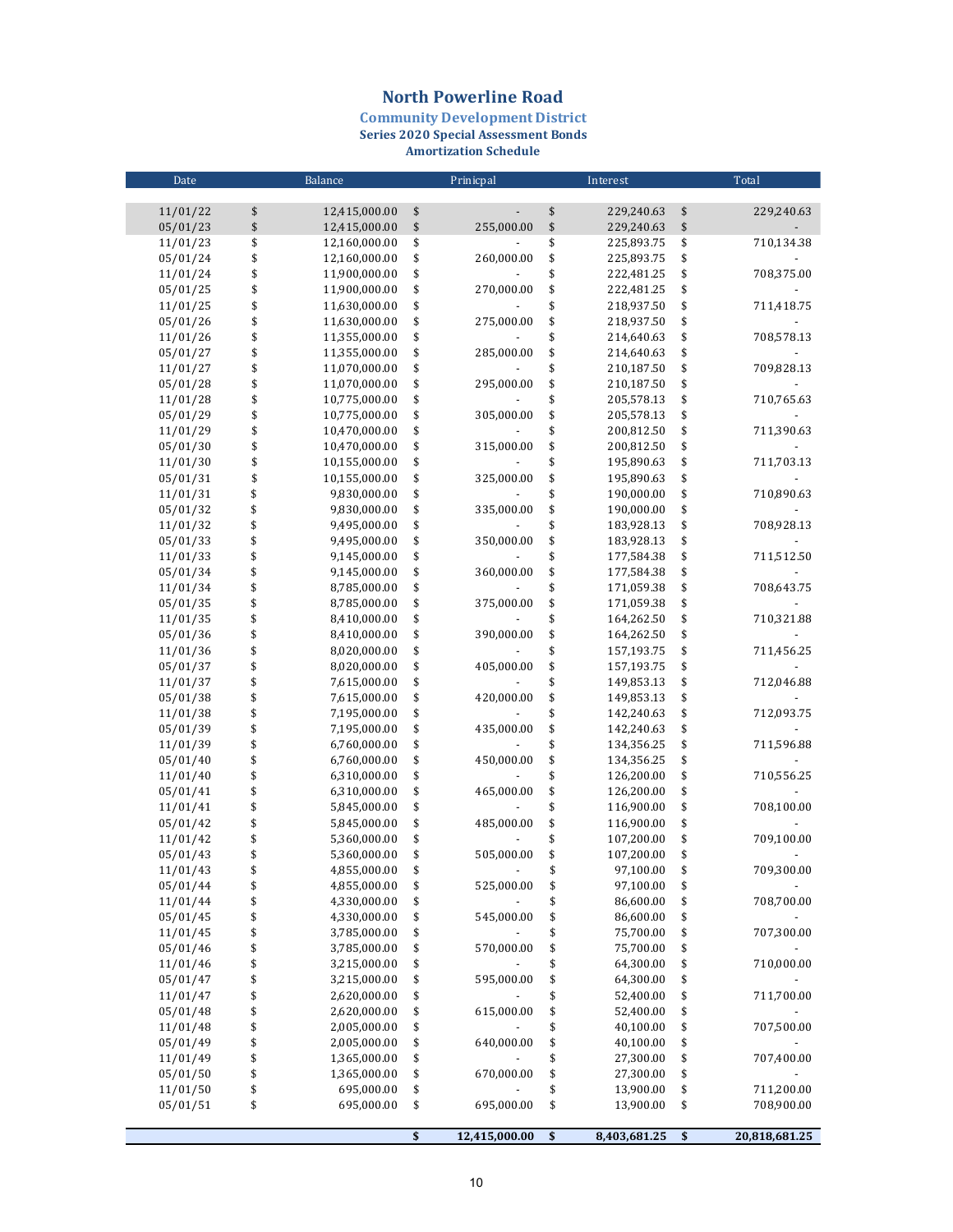# North Powerline Road

## Community Development District

### Series 2020 Special Assessment Bonds

### Amortization Schedule

| Date | Balance | Prinicpal | Interest | Total |
|---|---|---|---|---|
| 11/01/22 | $ 12,415,000.00 | $ - | $ 229,240.63 | $ 229,240.63 |
| 05/01/23 | $ 12,415,000.00 | $ 255,000.00 | $ 229,240.63 | $ - |
| 11/01/23 | $ 12,160,000.00 | $ - | $ 225,893.75 | $ 710,134.38 |
| 05/01/24 | $ 12,160,000.00 | $ 260,000.00 | $ 225,893.75 | $ - |
| 11/01/24 | $ 11,900,000.00 | $ - | $ 222,481.25 | $ 708,375.00 |
| 05/01/25 | $ 11,900,000.00 | $ 270,000.00 | $ 222,481.25 | $ - |
| 11/01/25 | $ 11,630,000.00 | $ - | $ 218,937.50 | $ 711,418.75 |
| 05/01/26 | $ 11,630,000.00 | $ 275,000.00 | $ 218,937.50 | $ - |
| 11/01/26 | $ 11,355,000.00 | $ - | $ 214,640.63 | $ 708,578.13 |
| 05/01/27 | $ 11,355,000.00 | $ 285,000.00 | $ 214,640.63 | $ - |
| 11/01/27 | $ 11,070,000.00 | $ - | $ 210,187.50 | $ 709,828.13 |
| 05/01/28 | $ 11,070,000.00 | $ 295,000.00 | $ 210,187.50 | $ - |
| 11/01/28 | $ 10,775,000.00 | $ - | $ 205,578.13 | $ 710,765.63 |
| 05/01/29 | $ 10,775,000.00 | $ 305,000.00 | $ 205,578.13 | $ - |
| 11/01/29 | $ 10,470,000.00 | $ - | $ 200,812.50 | $ 711,390.63 |
| 05/01/30 | $ 10,470,000.00 | $ 315,000.00 | $ 200,812.50 | $ - |
| 11/01/30 | $ 10,155,000.00 | $ - | $ 195,890.63 | $ 711,703.13 |
| 05/01/31 | $ 10,155,000.00 | $ 325,000.00 | $ 195,890.63 | $ - |
| 11/01/31 | $ 9,830,000.00 | $ - | $ 190,000.00 | $ 710,890.63 |
| 05/01/32 | $ 9,830,000.00 | $ 335,000.00 | $ 190,000.00 | $ - |
| 11/01/32 | $ 9,495,000.00 | $ - | $ 183,928.13 | $ 708,928.13 |
| 05/01/33 | $ 9,495,000.00 | $ 350,000.00 | $ 183,928.13 | $ - |
| 11/01/33 | $ 9,145,000.00 | $ - | $ 177,584.38 | $ 711,512.50 |
| 05/01/34 | $ 9,145,000.00 | $ 360,000.00 | $ 177,584.38 | $ - |
| 11/01/34 | $ 8,785,000.00 | $ - | $ 171,059.38 | $ 708,643.75 |
| 05/01/35 | $ 8,785,000.00 | $ 375,000.00 | $ 171,059.38 | $ - |
| 11/01/35 | $ 8,410,000.00 | $ - | $ 164,262.50 | $ 710,321.88 |
| 05/01/36 | $ 8,410,000.00 | $ 390,000.00 | $ 164,262.50 | $ - |
| 11/01/36 | $ 8,020,000.00 | $ - | $ 157,193.75 | $ 711,456.25 |
| 05/01/37 | $ 8,020,000.00 | $ 405,000.00 | $ 157,193.75 | $ - |
| 11/01/37 | $ 7,615,000.00 | $ - | $ 149,853.13 | $ 712,046.88 |
| 05/01/38 | $ 7,615,000.00 | $ 420,000.00 | $ 149,853.13 | $ - |
| 11/01/38 | $ 7,195,000.00 | $ - | $ 142,240.63 | $ 712,093.75 |
| 05/01/39 | $ 7,195,000.00 | $ 435,000.00 | $ 142,240.63 | $ - |
| 11/01/39 | $ 6,760,000.00 | $ - | $ 134,356.25 | $ 711,596.88 |
| 05/01/40 | $ 6,760,000.00 | $ 450,000.00 | $ 134,356.25 | $ - |
| 11/01/40 | $ 6,310,000.00 | $ - | $ 126,200.00 | $ 710,556.25 |
| 05/01/41 | $ 6,310,000.00 | $ 465,000.00 | $ 126,200.00 | $ - |
| 11/01/41 | $ 5,845,000.00 | $ - | $ 116,900.00 | $ 708,100.00 |
| 05/01/42 | $ 5,845,000.00 | $ 485,000.00 | $ 116,900.00 | $ - |
| 11/01/42 | $ 5,360,000.00 | $ - | $ 107,200.00 | $ 709,100.00 |
| 05/01/43 | $ 5,360,000.00 | $ 505,000.00 | $ 107,200.00 | $ - |
| 11/01/43 | $ 4,855,000.00 | $ - | $ 97,100.00 | $ 709,300.00 |
| 05/01/44 | $ 4,855,000.00 | $ 525,000.00 | $ 97,100.00 | $ - |
| 11/01/44 | $ 4,330,000.00 | $ - | $ 86,600.00 | $ 708,700.00 |
| 05/01/45 | $ 4,330,000.00 | $ 545,000.00 | $ 86,600.00 | $ - |
| 11/01/45 | $ 3,785,000.00 | $ - | $ 75,700.00 | $ 707,300.00 |
| 05/01/46 | $ 3,785,000.00 | $ 570,000.00 | $ 75,700.00 | $ - |
| 11/01/46 | $ 3,215,000.00 | $ - | $ 64,300.00 | $ 710,000.00 |
| 05/01/47 | $ 3,215,000.00 | $ 595,000.00 | $ 64,300.00 | $ - |
| 11/01/47 | $ 2,620,000.00 | $ - | $ 52,400.00 | $ 711,700.00 |
| 05/01/48 | $ 2,620,000.00 | $ 615,000.00 | $ 52,400.00 | $ - |
| 11/01/48 | $ 2,005,000.00 | $ - | $ 40,100.00 | $ 707,500.00 |
| 05/01/49 | $ 2,005,000.00 | $ 640,000.00 | $ 40,100.00 | $ - |
| 11/01/49 | $ 1,365,000.00 | $ - | $ 27,300.00 | $ 707,400.00 |
| 05/01/50 | $ 1,365,000.00 | $ 670,000.00 | $ 27,300.00 | $ - |
| 11/01/50 | $ 695,000.00 | $ - | $ 13,900.00 | $ 711,200.00 |
| 05/01/51 | $ 695,000.00 | $ 695,000.00 | $ 13,900.00 | $ 708,900.00 |
| | | **$ 12,415,000.00** | **$ 8,403,681.25** | **$ 20,818,681.25** |